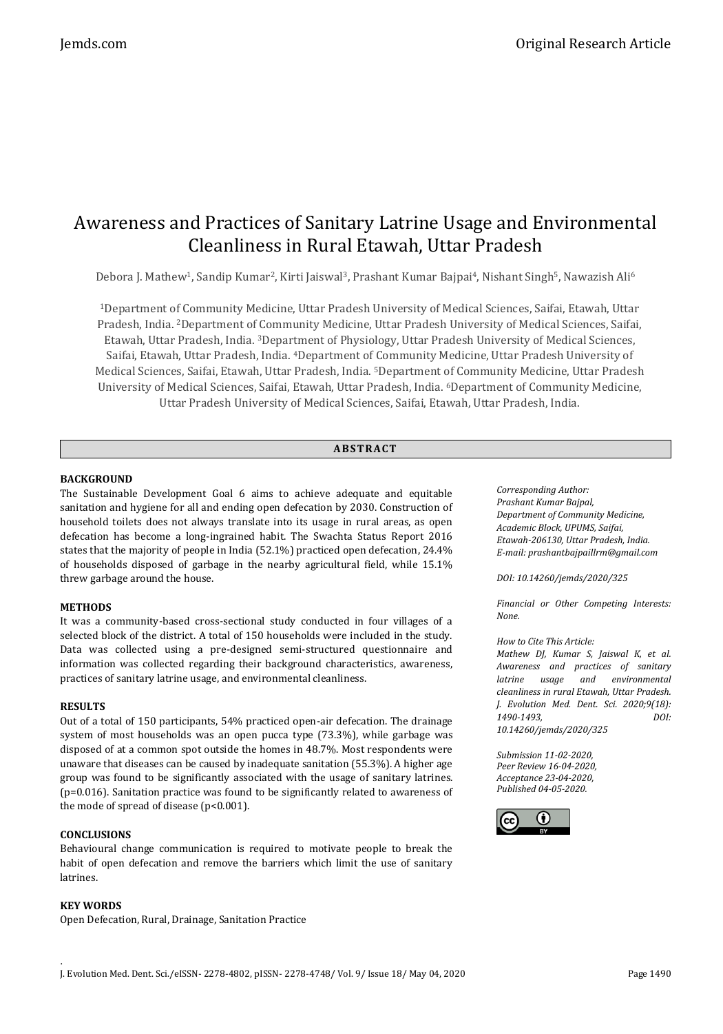# Awareness and Practices of Sanitary Latrine Usage and Environmental Cleanliness in Rural Etawah, Uttar Pradesh

Debora J. Mathew[1], Sandip Kumar[2], Kirti Jaiswal[3], Prashant Kumar Bajpai[4], Nishant Singh[5], Nawazish Ali[6]

[1]Department of Community Medicine, Uttar Pradesh University of Medical Sciences, Saifai, Etawah, Uttar Pradesh, India. [2]Department of Community Medicine, Uttar Pradesh University of Medical Sciences, Saifai, Etawah, Uttar Pradesh, India. [3]Department of Physiology, Uttar Pradesh University of Medical Sciences, Saifai, Etawah, Uttar Pradesh, India. [4]Department of Community Medicine, Uttar Pradesh University of Medical Sciences, Saifai, Etawah, Uttar Pradesh, India. [5]Department of Community Medicine, Uttar Pradesh University of Medical Sciences, Saifai, Etawah, Uttar Pradesh, India. [6]Department of Community Medicine, Uttar Pradesh University of Medical Sciences, Saifai, Etawah, Uttar Pradesh, India.

## ABSTRACT

### BACKGROUND

The Sustainable Development Goal 6 aims to achieve adequate and equitable sanitation and hygiene for all and ending open defecation by 2030. Construction of household toilets does not always translate into its usage in rural areas, as open defecation has become a long-ingrained habit. The Swachta Status Report 2016 states that the majority of people in India (52.1%) practiced open defecation, 24.4% of households disposed of garbage in the nearby agricultural field, while 15.1% threw garbage around the house.

### METHODS

It was a community-based cross-sectional study conducted in four villages of a selected block of the district. A total of 150 households were included in the study. Data was collected using a pre-designed semi-structured questionnaire and information was collected regarding their background characteristics, awareness, practices of sanitary latrine usage, and environmental cleanliness.

### RESULTS

Out of a total of 150 participants, 54% practiced open-air defecation. The drainage system of most households was an open pucca type (73.3%), while garbage was disposed of at a common spot outside the homes in 48.7%. Most respondents were unaware that diseases can be caused by inadequate sanitation (55.3%). A higher age group was found to be significantly associated with the usage of sanitary latrines. ($p=0.016$). Sanitation practice was found to be significantly related to awareness of the mode of spread of disease ($p<0.001$).

### CONCLUSIONS

Behavioural change communication is required to motivate people to break the habit of open defecation and remove the barriers which limit the use of sanitary latrines.

### KEY WORDS

Open Defecation, Rural, Drainage, Sanitation Practice

*Corresponding Author:*
*Prashant Kumar Bajpal,*
*Department of Community Medicine,*
*Academic Block, UPUMS, Saifai,*
*Etawah-206130, Uttar Pradesh, India.*
*E-mail: prashantbajpaillrm@gmail.com*

*DOI: 10.14260/jemds/2020/325*

*Financial or Other Competing Interests: None.*

*How to Cite This Article:*
*Mathew DJ, Kumar S, Jaiswal K, et al. Awareness and practices of sanitary latrine usage and environmental cleanliness in rural Etawah, Uttar Pradesh. J. Evolution Med. Dent. Sci. 2020;9(18): 1490-1493, DOI: 10.14260/jemds/2020/325*

*Submission 11-02-2020,*
*Peer Review 16-04-2020,*
*Acceptance 23-04-2020,*
*Published 04-05-2020.*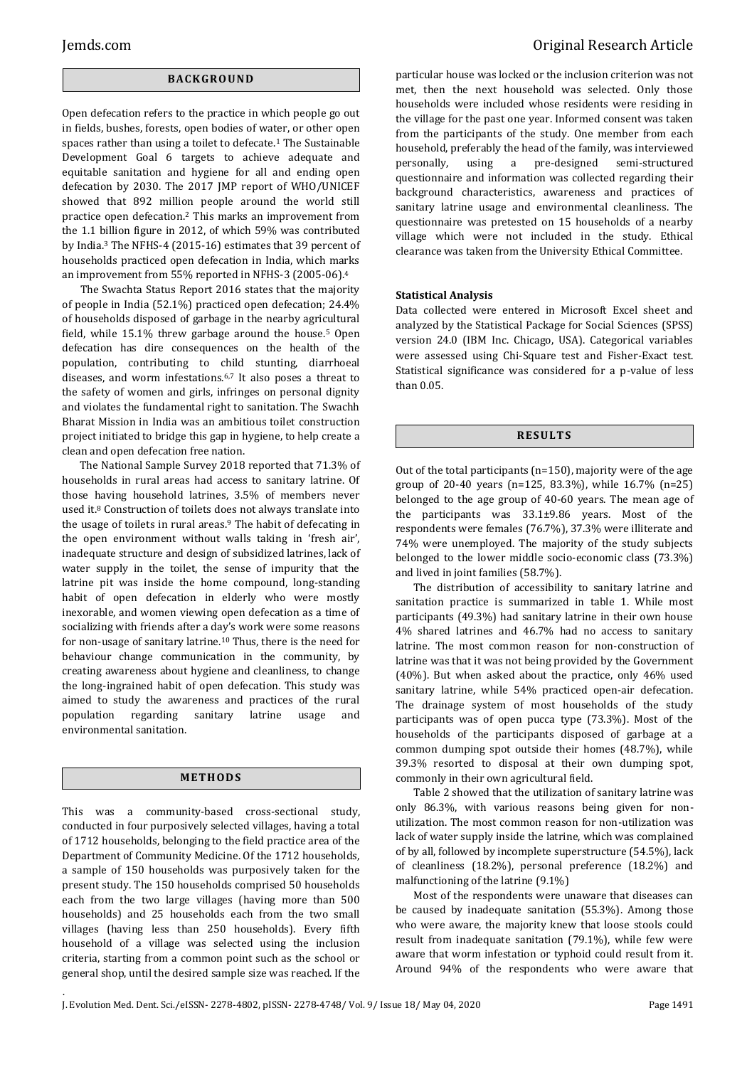## BACKGROUND

Open defecation refers to the practice in which people go out in fields, bushes, forests, open bodies of water, or other open spaces rather than using a toilet to defecate.[1] The Sustainable Development Goal 6 targets to achieve adequate and equitable sanitation and hygiene for all and ending open defecation by 2030. The 2017 JMP report of WHO/UNICEF showed that 892 million people around the world still practice open defecation.[2] This marks an improvement from the 1.1 billion figure in 2012, of which 59% was contributed by India.[3] The NFHS-4 (2015-16) estimates that 39 percent of households practiced open defecation in India, which marks an improvement from 55% reported in NFHS-3 (2005-06).[4]

The Swachta Status Report 2016 states that the majority of people in India (52.1%) practiced open defecation; 24.4% of households disposed of garbage in the nearby agricultural field, while 15.1% threw garbage around the house.[5] Open defecation has dire consequences on the health of the population, contributing to child stunting, diarrhoeal diseases, and worm infestations.[6,7] It also poses a threat to the safety of women and girls, infringes on personal dignity and violates the fundamental right to sanitation. The Swachh Bharat Mission in India was an ambitious toilet construction project initiated to bridge this gap in hygiene, to help create a clean and open defecation free nation.

The National Sample Survey 2018 reported that 71.3% of households in rural areas had access to sanitary latrine. Of those having household latrines, 3.5% of members never used it.[8] Construction of toilets does not always translate into the usage of toilets in rural areas.[9] The habit of defecating in the open environment without walls taking in 'fresh air', inadequate structure and design of subsidized latrines, lack of water supply in the toilet, the sense of impurity that the latrine pit was inside the home compound, long-standing habit of open defecation in elderly who were mostly inexorable, and women viewing open defecation as a time of socializing with friends after a day's work were some reasons for non-usage of sanitary latrine.[10] Thus, there is the need for behaviour change communication in the community, by creating awareness about hygiene and cleanliness, to change the long-ingrained habit of open defecation. This study was aimed to study the awareness and practices of the rural population regarding sanitary latrine usage and environmental sanitation.

## METHODS

This was a community-based cross-sectional study, conducted in four purposively selected villages, having a total of 1712 households, belonging to the field practice area of the Department of Community Medicine. Of the 1712 households, a sample of 150 households was purposively taken for the present study. The 150 households comprised 50 households each from the two large villages (having more than 500 households) and 25 households each from the two small villages (having less than 250 households). Every fifth household of a village was selected using the inclusion criteria, starting from a common point such as the school or general shop, until the desired sample size was reached. If the particular house was locked or the inclusion criterion was not met, then the next household was selected. Only those households were included whose residents were residing in the village for the past one year. Informed consent was taken from the participants of the study. One member from each household, preferably the head of the family, was interviewed personally, using a pre-designed semi-structured questionnaire and information was collected regarding their background characteristics, awareness and practices of sanitary latrine usage and environmental cleanliness. The questionnaire was pretested on 15 households of a nearby village which were not included in the study. Ethical clearance was taken from the University Ethical Committee.

### Statistical Analysis

Data collected were entered in Microsoft Excel sheet and analyzed by the Statistical Package for Social Sciences (SPSS) version 24.0 (IBM Inc. Chicago, USA). Categorical variables were assessed using Chi-Square test and Fisher-Exact test. Statistical significance was considered for a p-value of less than 0.05.

## RESULTS

Out of the total participants (n=150), majority were of the age group of 20-40 years (n=125, 83.3%), while 16.7% (n=25) belonged to the age group of 40-60 years. The mean age of the participants was 33.1±9.86 years. Most of the respondents were females (76.7%), 37.3% were illiterate and 74% were unemployed. The majority of the study subjects belonged to the lower middle socio-economic class (73.3%) and lived in joint families (58.7%).

The distribution of accessibility to sanitary latrine and sanitation practice is summarized in table 1. While most participants (49.3%) had sanitary latrine in their own house 4% shared latrines and 46.7% had no access to sanitary latrine. The most common reason for non-construction of latrine was that it was not being provided by the Government (40%). But when asked about the practice, only 46% used sanitary latrine, while 54% practiced open-air defecation. The drainage system of most households of the study participants was of open pucca type (73.3%). Most of the households of the participants disposed of garbage at a common dumping spot outside their homes (48.7%), while 39.3% resorted to disposal at their own dumping spot, commonly in their own agricultural field.

Table 2 showed that the utilization of sanitary latrine was only 86.3%, with various reasons being given for non-utilization. The most common reason for non-utilization was lack of water supply inside the latrine, which was complained of by all, followed by incomplete superstructure (54.5%), lack of cleanliness (18.2%), personal preference (18.2%) and malfunctioning of the latrine (9.1%)

Most of the respondents were unaware that diseases can be caused by inadequate sanitation (55.3%). Among those who were aware, the majority knew that loose stools could result from inadequate sanitation (79.1%), while few were aware that worm infestation or typhoid could result from it. Around 94% of the respondents who were aware that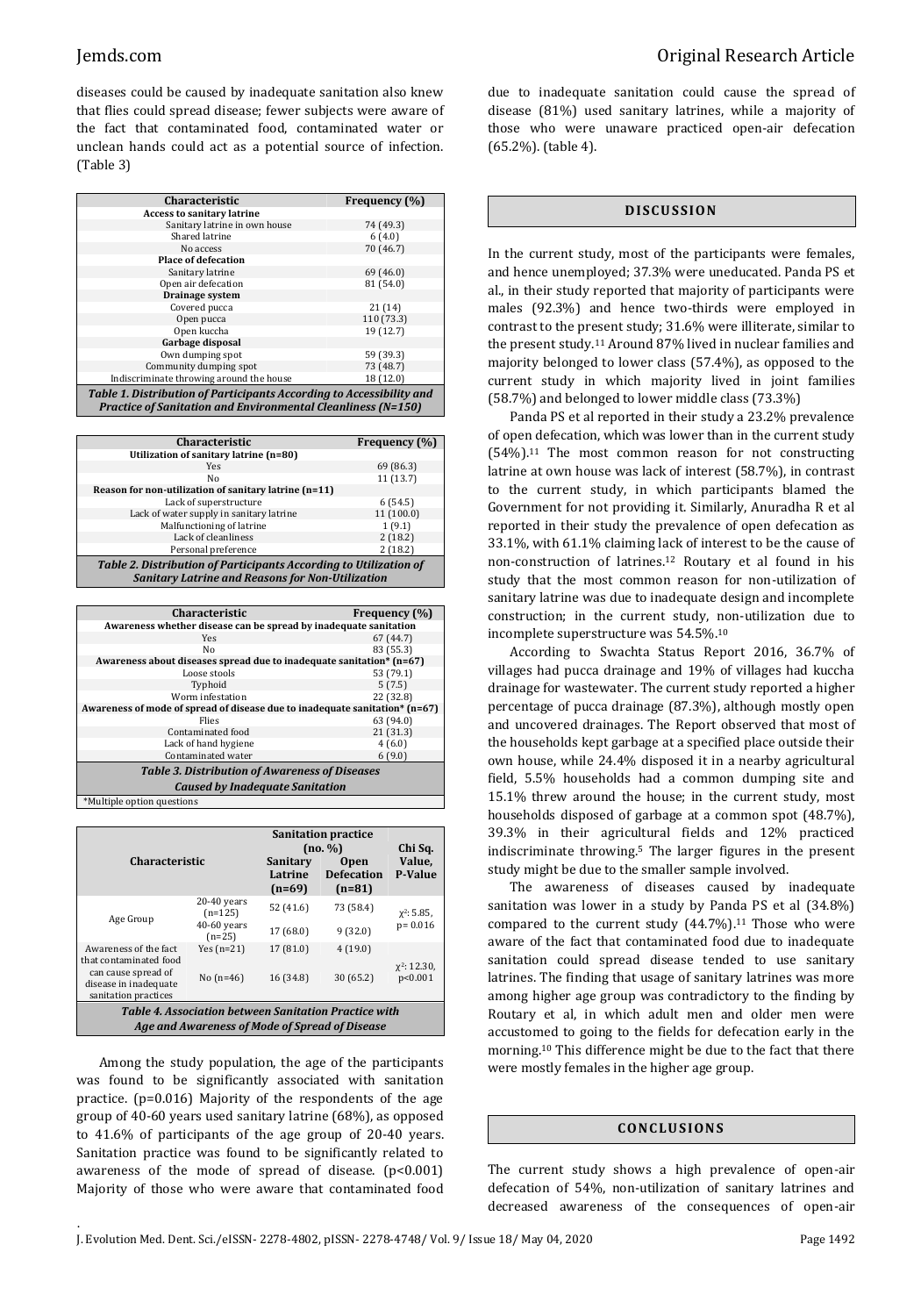diseases could be caused by inadequate sanitation also knew that flies could spread disease; fewer subjects were aware of the fact that contaminated food, contaminated water or unclean hands could act as a potential source of infection. (Table 3)

| Characteristic | Frequency (%) |
|---|---|
| **Access to sanitary latrine** | |
| Sanitary latrine in own house | 74 (49.3) |
| Shared latrine | 6 (4.0) |
| No access | 70 (46.7) |
| **Place of defecation** | |
| Sanitary latrine | 69 (46.0) |
| Open air defecation | 81 (54.0) |
| **Drainage system** | |
| Covered pucca | 21 (14) |
| Open pucca | 110 (73.3) |
| Open kuccha | 19 (12.7) |
| **Garbage disposal** | |
| Own dumping spot | 59 (39.3) |
| Community dumping spot | 73 (48.7) |
| Indiscriminate throwing around the house | 18 (12.0) |

***Table 1. Distribution of Participants According to Accessibility and Practice of Sanitation and Environmental Cleanliness (N=150)***

| Characteristic | Frequency (%) |
|---|---|
| **Utilization of sanitary latrine (n=80)** | |
| Yes | 69 (86.3) |
| No | 11 (13.7) |
| **Reason for non-utilization of sanitary latrine (n=11)** | |
| Lack of superstructure | 6 (54.5) |
| Lack of water supply in sanitary latrine | 11 (100.0) |
| Malfunctioning of latrine | 1 (9.1) |
| Lack of cleanliness | 2 (18.2) |
| Personal preference | 2 (18.2) |

***Table 2. Distribution of Participants According to Utilization of Sanitary Latrine and Reasons for Non-Utilization***

| Characteristic | Frequency (%) |
|---|---|
| **Awareness whether disease can be spread by inadequate sanitation** | |
| Yes | 67 (44.7) |
| No | 83 (55.3) |
| **Awareness about diseases spread due to inadequate sanitation* (n=67)** | |
| Loose stools | 53 (79.1) |
| Typhoid | 5 (7.5) |
| Worm infestation | 22 (32.8) |
| **Awareness of mode of spread of disease due to inadequate sanitation* (n=67)** | |
| Flies | 63 (94.0) |
| Contaminated food | 21 (31.3) |
| Lack of hand hygiene | 4 (6.0) |
| Contaminated water | 6 (9.0) |

***Table 3. Distribution of Awareness of Diseases Caused by Inadequate Sanitation***

*Multiple option questions

| Characteristic | | Sanitation practice (no. %) | | Chi Sq. Value, P-Value |
|---|---|---|---|---|
| | | Sanitary Latrine (n=69) | Open Defecation (n=81) | |
| Age Group | 20-40 years (n=125) | 52 (41.6) | 73 (58.4) | $\chi^2$: 5.85, p= 0.016 |
| | 40-60 years (n=25) | 17 (68.0) | 9 (32.0) | |
| Awareness of the fact that contaminated food can cause spread of disease in inadequate sanitation practices | Yes (n=21) | 17 (81.0) | 4 (19.0) | $\chi^2$: 12.30, p<0.001 |
| | No (n=46) | 16 (34.8) | 30 (65.2) | |

***Table 4. Association between Sanitation Practice with Age and Awareness of Mode of Spread of Disease***

Among the study population, the age of the participants was found to be significantly associated with sanitation practice. (p=0.016) Majority of the respondents of the age group of 40-60 years used sanitary latrine (68%), as opposed to 41.6% of participants of the age group of 20-40 years. Sanitation practice was found to be significantly related to awareness of the mode of spread of disease. (p<0.001) Majority of those who were aware that contaminated food due to inadequate sanitation could cause the spread of disease (81%) used sanitary latrines, while a majority of those who were unaware practiced open-air defecation (65.2%). (table 4).

## DISCUSSION

In the current study, most of the participants were females, and hence unemployed; 37.3% were uneducated. Panda PS et al., in their study reported that majority of participants were males (92.3%) and hence two-thirds were employed in contrast to the present study; 31.6% were illiterate, similar to the present study.[11] Around 87% lived in nuclear families and majority belonged to lower class (57.4%), as opposed to the current study in which majority lived in joint families (58.7%) and belonged to lower middle class (73.3%)

Panda PS et al reported in their study a 23.2% prevalence of open defecation, which was lower than in the current study (54%).[11] The most common reason for not constructing latrine at own house was lack of interest (58.7%), in contrast to the current study, in which participants blamed the Government for not providing it. Similarly, Anuradha R et al reported in their study the prevalence of open defecation as 33.1%, with 61.1% claiming lack of interest to be the cause of non-construction of latrines.[12] Routary et al found in his study that the most common reason for non-utilization of sanitary latrine was due to inadequate design and incomplete construction; in the current study, non-utilization due to incomplete superstructure was 54.5%.[10]

According to Swachta Status Report 2016, 36.7% of villages had pucca drainage and 19% of villages had kuccha drainage for wastewater. The current study reported a higher percentage of pucca drainage (87.3%), although mostly open and uncovered drainages. The Report observed that most of the households kept garbage at a specified place outside their own house, while 24.4% disposed it in a nearby agricultural field, 5.5% households had a common dumping site and 15.1% threw around the house; in the current study, most households disposed of garbage at a common spot (48.7%), 39.3% in their agricultural fields and 12% practiced indiscriminate throwing.[5] The larger figures in the present study might be due to the smaller sample involved.

The awareness of diseases caused by inadequate sanitation was lower in a study by Panda PS et al (34.8%) compared to the current study (44.7%).[11] Those who were aware of the fact that contaminated food due to inadequate sanitation could spread disease tended to use sanitary latrines. The finding that usage of sanitary latrines was more among higher age group was contradictory to the finding by Routary et al, in which adult men and older men were accustomed to going to the fields for defecation early in the morning.[10] This difference might be due to the fact that there were mostly females in the higher age group.

## CONCLUSIONS

The current study shows a high prevalence of open-air defecation of 54%, non-utilization of sanitary latrines and decreased awareness of the consequences of open-air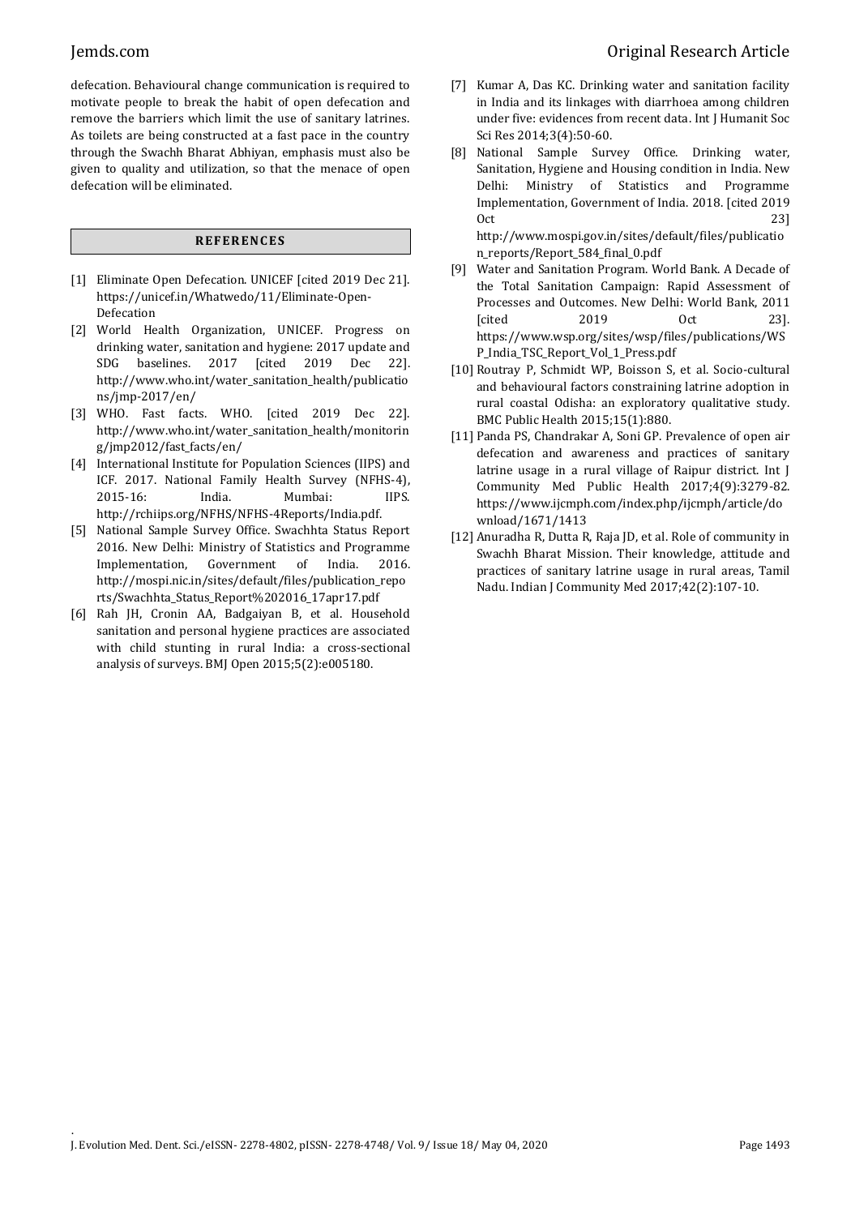defecation. Behavioural change communication is required to motivate people to break the habit of open defecation and remove the barriers which limit the use of sanitary latrines. As toilets are being constructed at a fast pace in the country through the Swachh Bharat Abhiyan, emphasis must also be given to quality and utilization, so that the menace of open defecation will be eliminated.

## REFERENCES

[1] Eliminate Open Defecation. UNICEF [cited 2019 Dec 21]. https://unicef.in/Whatwedo/11/Eliminate-Open-Defecation

[2] World Health Organization, UNICEF. Progress on drinking water, sanitation and hygiene: 2017 update and SDG baselines. 2017 [cited 2019 Dec 22]. http://www.who.int/water_sanitation_health/publications/jmp-2017/en/

[3] WHO. Fast facts. WHO. [cited 2019 Dec 22]. http://www.who.int/water_sanitation_health/monitoring/jmp2012/fast_facts/en/

[4] International Institute for Population Sciences (IIPS) and ICF. 2017. National Family Health Survey (NFHS-4), 2015-16: India. Mumbai: IIPS. http://rchiips.org/NFHS/NFHS-4Reports/India.pdf.

[5] National Sample Survey Office. Swachhta Status Report 2016. New Delhi: Ministry of Statistics and Programme Implementation, Government of India. 2016. http://mospi.nic.in/sites/default/files/publication_reports/Swachhta_Status_Report%202016_17apr17.pdf

[6] Rah JH, Cronin AA, Badgaiyan B, et al. Household sanitation and personal hygiene practices are associated with child stunting in rural India: a cross-sectional analysis of surveys. BMJ Open 2015;5(2):e005180.

[7] Kumar A, Das KC. Drinking water and sanitation facility in India and its linkages with diarrhoea among children under five: evidences from recent data. Int J Humanit Soc Sci Res 2014;3(4):50-60.

[8] National Sample Survey Office. Drinking water, Sanitation, Hygiene and Housing condition in India. New Delhi: Ministry of Statistics and Programme Implementation, Government of India. 2018. [cited 2019 Oct 23] http://www.mospi.gov.in/sites/default/files/publication_reports/Report_584_final_0.pdf

[9] Water and Sanitation Program. World Bank. A Decade of the Total Sanitation Campaign: Rapid Assessment of Processes and Outcomes. New Delhi: World Bank, 2011 [cited 2019 Oct 23]. https://www.wsp.org/sites/wsp/files/publications/WSP_India_TSC_Report_Vol_1_Press.pdf

[10] Routray P, Schmidt WP, Boisson S, et al. Socio-cultural and behavioural factors constraining latrine adoption in rural coastal Odisha: an exploratory qualitative study. BMC Public Health 2015;15(1):880.

[11] Panda PS, Chandrakar A, Soni GP. Prevalence of open air defecation and awareness and practices of sanitary latrine usage in a rural village of Raipur district. Int J Community Med Public Health 2017;4(9):3279-82. https://www.ijcmph.com/index.php/ijcmph/article/download/1671/1413

[12] Anuradha R, Dutta R, Raja JD, et al. Role of community in Swachh Bharat Mission. Their knowledge, attitude and practices of sanitary latrine usage in rural areas, Tamil Nadu. Indian J Community Med 2017;42(2):107-10.